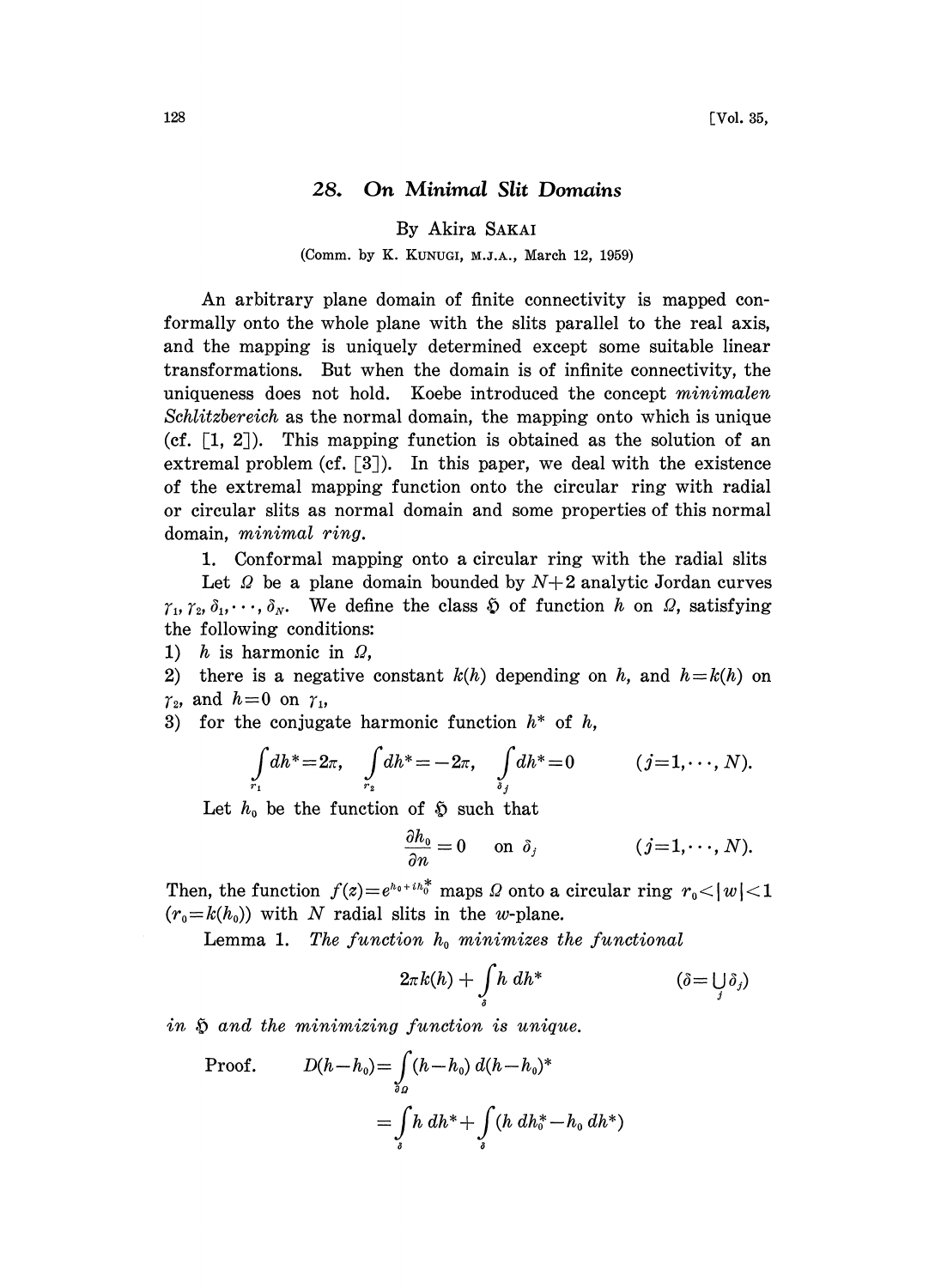# 28. On Minimal Slit Domains

By Akira SAKAI

(Comm. by K. KUNUGI, M.J.A., March 12, 1959)

An arbitrary plane domain of finite connectivity is mapped conformally onto the whole plane with the slits parallel to the real axis, and the mapping is uniquely determined except some suitable linear transformations. But when the domain is of infinite connectivity, the uniqueness does not hold. Koebe introduced the concept *minimalen Schlitzbereich* as the normal domain, the mapping onto which is unique (cf. [1, 2]). This mapping function is obtained as the solution of an extremal problem (cf. [3]). In this paper, we deal with the existence of the extremal mapping function onto the circular ring with radial or circular slits as normal domain and some properties of this normal domain, *minimal ring*.

1. Conformal mapping onto a circular ring with the radial slits

Let $\Omega$ be a plane domain bounded by $N+2$ analytic Jordan curves $\gamma_1, \gamma_2, \delta_1, \cdots, \delta_N$. We define the class $\mathfrak{H}$ of function $h$ on $\Omega$, satisfying the following conditions:

1) $h$ is harmonic in $\Omega$,
2) there is a negative constant $k(h)$ depending on $h$, and $h=k(h)$ on $\gamma_2$, and $h=0$ on $\gamma_1$,
3) for the conjugate harmonic function $h^*$ of $h$,

$$\int_{\gamma_1} dh^* = 2\pi, \quad \int_{\gamma_2} dh^* = -2\pi, \quad \int_{\delta_j} dh^* = 0 \qquad (j=1,\cdots,N).$$

Let $h_0$ be the function of $\mathfrak{H}$ such that

$$\frac{\partial h_0}{\partial n} = 0 \quad \text{ on } \delta_j \qquad (j=1,\cdots,N).$$

Then, the function $f(z)=e^{h_0+ih_0^*}$ maps $\Omega$ onto a circular ring $r_0<|w|<1$ $(r_0=k(h_0))$ with $N$ radial slits in the $w$-plane.

Lemma 1. *The function $h_0$ minimizes the functional*

$$2\pi k(h) + \int_{\delta} h\, dh^* \qquad (\delta = \bigcup_j \delta_j)$$

*in $\mathfrak{H}$ and the minimizing function is unique.*

Proof.
$$D(h-h_0) = \int_{\partial\Omega} (h-h_0)\, d(h-h_0)^*$$
$$= \int_{\delta} h\, dh^* + \int_{\delta} (h\, dh_0^* - h_0\, dh^*)$$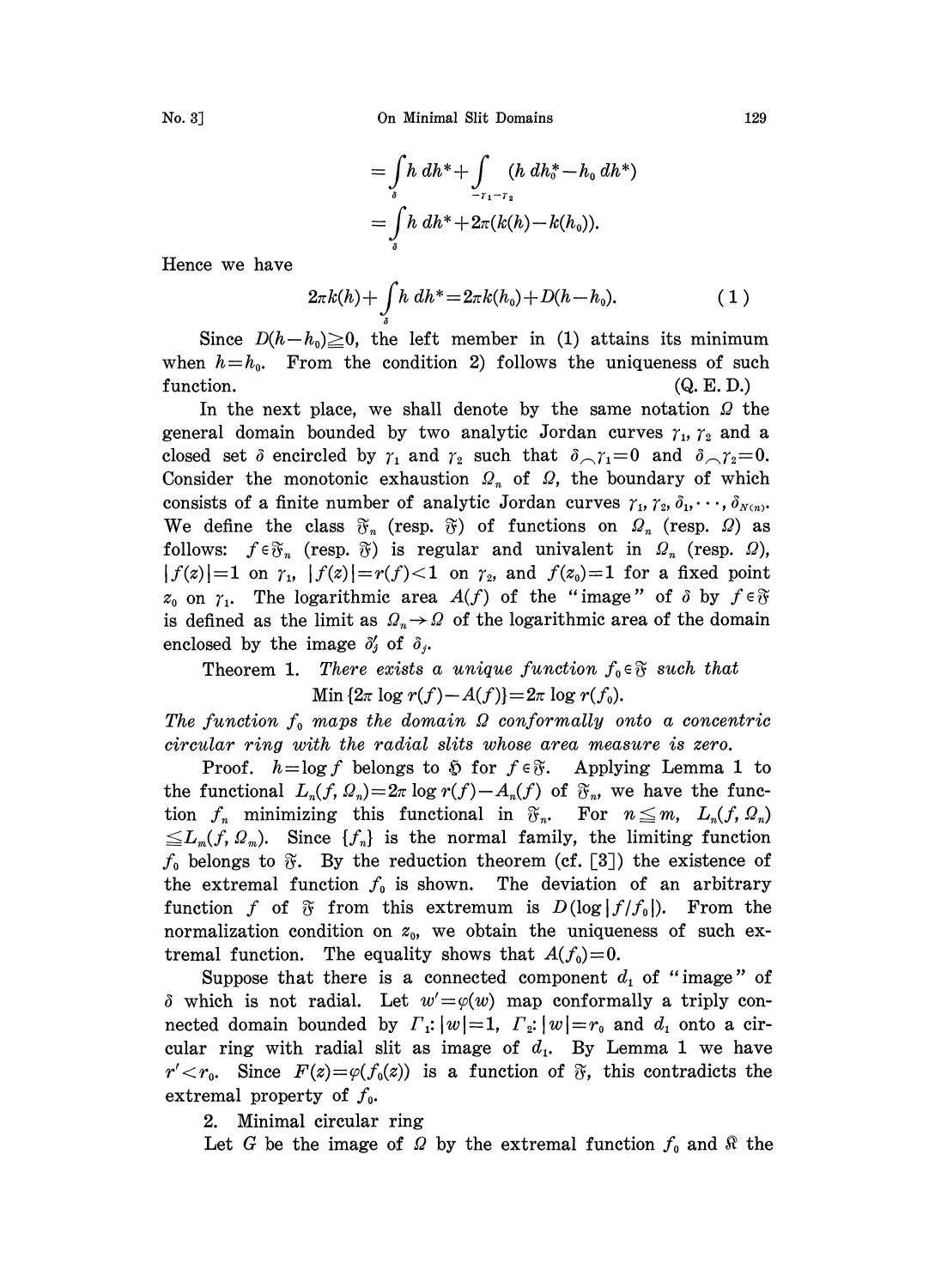$$= \int_{\delta} h\, dh^* + \int_{-\gamma_1-\gamma_2} (h\, dh_0^* - h_0\, dh^*)$$

$$= \int_{\delta} h\, dh^* + 2\pi(k(h) - k(h_0)).$$

Hence we have

$$2\pi k(h) + \int_{\delta} h\, dh^* = 2\pi k(h_0) + D(h-h_0). \tag{1}$$

Since $D(h-h_0) \geqq 0$, the left member in (1) attains its minimum when $h=h_0$. From the condition 2) follows the uniqueness of such function. (Q. E. D.)

In the next place, we shall denote by the same notation $\Omega$ the general domain bounded by two analytic Jordan curves $\gamma_1, \gamma_2$ and a closed set $\delta$ encircled by $\gamma_1$ and $\gamma_2$ such that $\delta \frown \gamma_1 = 0$ and $\delta \frown \gamma_2 = 0$. Consider the monotonic exhaustion $\Omega_n$ of $\Omega$, the boundary of which consists of a finite number of analytic Jordan curves $\gamma_1, \gamma_2, \delta_1, \cdots, \delta_{N(n)}$. We define the class $\mathfrak{F}_n$ (resp. $\mathfrak{F}$) of functions on $\Omega_n$ (resp. $\Omega$) as follows: $f \in \mathfrak{F}_n$ (resp. $\mathfrak{F}$) is regular and univalent in $\Omega_n$ (resp. $\Omega$), $|f(z)|=1$ on $\gamma_1$, $|f(z)|=r(f)<1$ on $\gamma_2$, and $f(z_0)=1$ for a fixed point $z_0$ on $\gamma_1$. The logarithmic area $A(f)$ of the "image" of $\delta$ by $f \in \mathfrak{F}$ is defined as the limit as $\Omega_n \to \Omega$ of the logarithmic area of the domain enclosed by the image $\delta'_j$ of $\delta_j$.

Theorem 1. *There exists a unique function $f_0 \in \mathfrak{F}$ such that*

$$\text{Min}\{2\pi \log r(f) - A(f)\} = 2\pi \log r(f_0).$$

*The function $f_0$ maps the domain $\Omega$ conformally onto a concentric circular ring with the radial slits whose area measure is zero.*

Proof. $h = \log f$ belongs to $\mathfrak{H}$ for $f \in \mathfrak{F}$. Applying Lemma 1 to the functional $L_n(f, \Omega_n) = 2\pi \log r(f) - A_n(f)$ of $\mathfrak{F}_n$, we have the function $f_n$ minimizing this functional in $\mathfrak{F}_n$. For $n \leqq m$, $L_n(f, \Omega_n) \leqq L_m(f, \Omega_m)$. Since $\{f_n\}$ is the normal family, the limiting function $f_0$ belongs to $\mathfrak{F}$. By the reduction theorem (cf. [3]) the existence of the extremal function $f_0$ is shown. The deviation of an arbitrary function $f$ of $\mathfrak{F}$ from this extremum is $D(\log|f/f_0|)$. From the normalization condition on $z_0$, we obtain the uniqueness of such extremal function. The equality shows that $A(f_0)=0$.

Suppose that there is a connected component $d_1$ of "image" of $\delta$ which is not radial. Let $w' = \varphi(w)$ map conformally a triply connected domain bounded by $\Gamma_1: |w|=1$, $\Gamma_2: |w|=r_0$ and $d_1$ onto a circular ring with radial slit as image of $d_1$. By Lemma 1 we have $r' < r_0$. Since $F(z) = \varphi(f_0(z))$ is a function of $\mathfrak{F}$, this contradicts the extremal property of $f_0$.

2. Minimal circular ring

Let $G$ be the image of $\Omega$ by the extremal function $f_0$ and $\mathfrak{K}$ the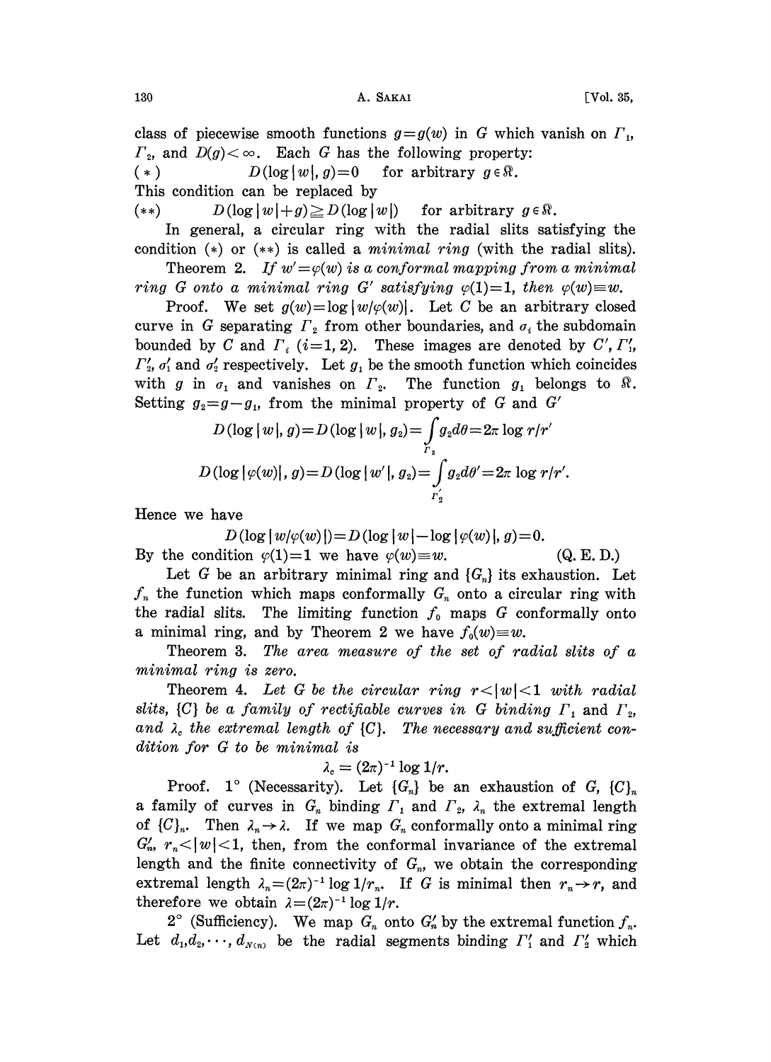class of piecewise smooth functions $g=g(w)$ in $G$ which vanish on $\Gamma_1$, $\Gamma_2$, and $D(g)<\infty$. Each $G$ has the following property:

$$(*) \qquad D(\log|w|, g)=0 \quad \text{for arbitrary } g\in\mathfrak{K}.$$

This condition can be replaced by

$$(**) \qquad D(\log|w|+g)\geqq D(\log|w|) \quad \text{for arbitrary } g\in\mathfrak{K}.$$

In general, a circular ring with the radial slits satisfying the condition $(*)$ or $(**)$ is called a *minimal ring* (with the radial slits).

Theorem 2. *If $w'=\varphi(w)$ is a conformal mapping from a minimal ring $G$ onto a minimal ring $G'$ satisfying $\varphi(1)=1$, then $\varphi(w)\equiv w$.*

Proof. We set $g(w)=\log|w/\varphi(w)|$. Let $C$ be an arbitrary closed curve in $G$ separating $\Gamma_2$ from other boundaries, and $\sigma_i$ the subdomain bounded by $C$ and $\Gamma_i$ $(i=1,2)$. These images are denoted by $C'$, $\Gamma_1'$, $\Gamma_2'$, $\sigma_1'$ and $\sigma_2'$ respectively. Let $g_1$ be the smooth function which coincides with $g$ in $\sigma_1$ and vanishes on $\Gamma_2$. The function $g_1$ belongs to $\mathfrak{K}$. Setting $g_2=g-g_1$, from the minimal property of $G$ and $G'$

$$D(\log|w|, g)=D(\log|w|, g_2)=\int_{\Gamma_2} g_2 d\theta=2\pi\log r/r'$$

$$D(\log|\varphi(w)|, g)=D(\log|w'|, g_2)=\int_{\Gamma_2'} g_2 d\theta'=2\pi\log r/r'.$$

Hence we have

$$D(\log|w/\varphi(w)|)=D(\log|w|-\log|\varphi(w)|, g)=0.$$

By the condition $\varphi(1)=1$ we have $\varphi(w)\equiv w$. (Q. E. D.)

Let $G$ be an arbitrary minimal ring and $\{G_n\}$ its exhaustion. Let $f_n$ the function which maps conformally $G_n$ onto a circular ring with the radial slits. The limiting function $f_0$ maps $G$ conformally onto a minimal ring, and by Theorem 2 we have $f_0(w)\equiv w$.

Theorem 3. *The area measure of the set of radial slits of a minimal ring is zero.*

Theorem 4. *Let $G$ be the circular ring $r<|w|<1$ with radial slits, $\{C\}$ be a family of rectifiable curves in $G$ binding $\Gamma_1$ and $\Gamma_2$, and $\lambda_c$ the extremal length of $\{C\}$. The necessary and sufficient condition for $G$ to be minimal is*

$$\lambda_c=(2\pi)^{-1}\log 1/r.$$

Proof. 1° (Necessarity). Let $\{G_n\}$ be an exhaustion of $G$, $\{C\}_n$ a family of curves in $G_n$ binding $\Gamma_1$ and $\Gamma_2$, $\lambda_n$ the extremal length of $\{C\}_n$. Then $\lambda_n\to\lambda$. If we map $G_n$ conformally onto a minimal ring $G_n'$, $r_n<|w|<1$, then, from the conformal invariance of the extremal length and the finite connectivity of $G_n$, we obtain the corresponding extremal length $\lambda_n=(2\pi)^{-1}\log 1/r_n$. If $G$ is minimal then $r_n\to r$, and therefore we obtain $\lambda=(2\pi)^{-1}\log 1/r$.

2° (Sufficiency). We map $G_n$ onto $G_n'$ by the extremal function $f_n$. Let $d_1, d_2, \cdots, d_{N(n)}$ be the radial segments binding $\Gamma_1'$ and $\Gamma_2'$ which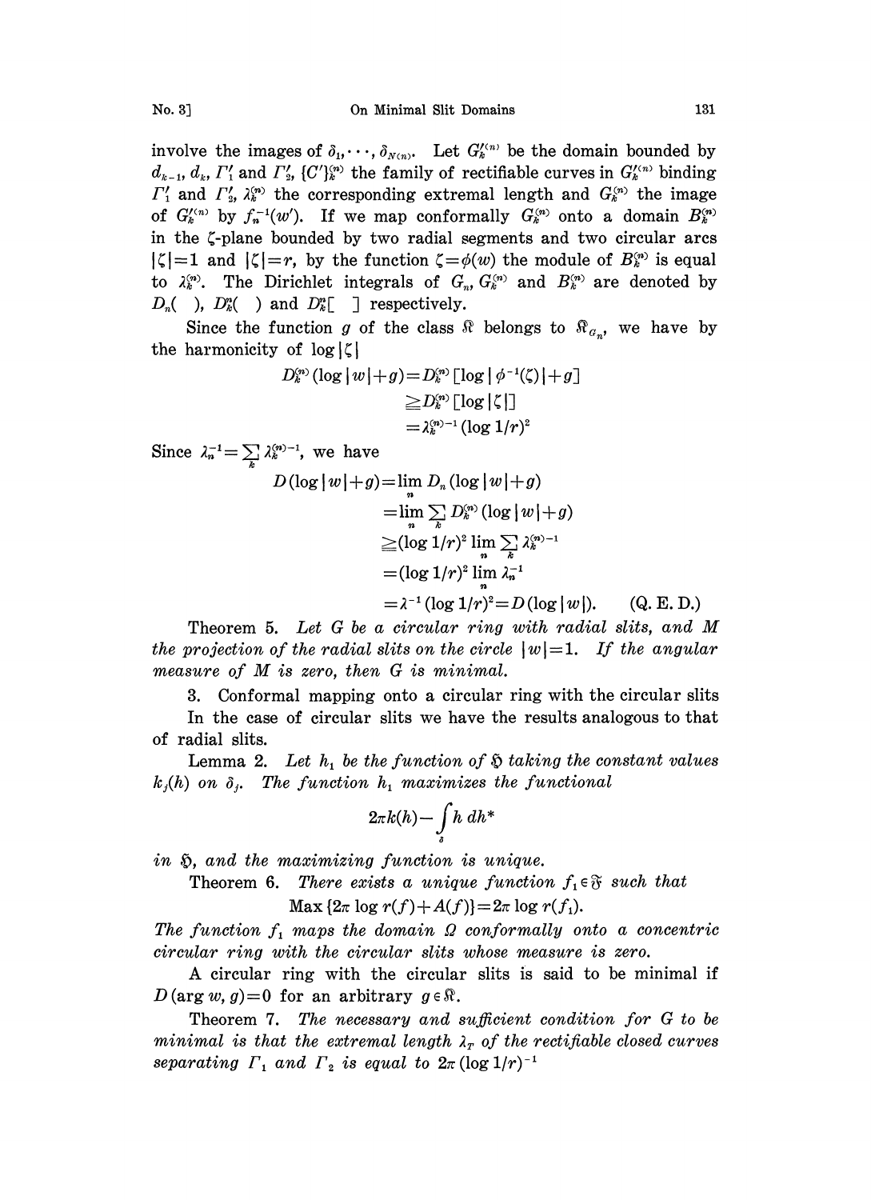involve the images of $\delta_1, \cdots, \delta_{N(n)}$. Let $G_k'^{(n)}$ be the domain bounded by $d_{k-1}$, $d_k$, $\Gamma_1'$ and $\Gamma_2'$, $\{C'\}_k^{(n)}$ the family of rectifiable curves in $G_k'^{(n)}$ binding $\Gamma_1'$ and $\Gamma_2'$, $\lambda_k^{(n)}$ the corresponding extremal length and $G_k^{(n)}$ the image of $G_k'^{(n)}$ by $f_n^{-1}(w')$. If we map conformally $G_k^{(n)}$ onto a domain $B_k^{(n)}$ in the $\zeta$-plane bounded by two radial segments and two circular arcs $|\zeta|=1$ and $|\zeta|=r$, by the function $\zeta=\phi(w)$ the module of $B_k^{(n)}$ is equal to $\lambda_k^{(n)}$. The Dirichlet integrals of $G_n$, $G_k^{(n)}$ and $B_k^{(n)}$ are denoted by $D_n(\ )$, $D_k^n(\ )$ and $D_k^n[\ ]$ respectively.

Since the function $g$ of the class $\mathfrak{K}$ belongs to $\mathfrak{K}_{G_n}$, we have by the harmonicity of $\log|\zeta|$

$$
\begin{aligned}
D_k^{(n)}(\log|w|+g) &= D_k^{(n)}[\log|\phi^{-1}(\zeta)|+g] \\
&\geqq D_k^{(n)}[\log|\zeta|] \\
&= \lambda_k^{(n)-1}(\log 1/r)^2
\end{aligned}
$$

Since $\lambda_n^{-1}=\sum_k \lambda_k^{(n)-1}$, we have

$$
\begin{aligned}
D(\log|w|+g) &= \lim_n D_n(\log|w|+g) \\
&= \lim_n \sum_k D_k^{(n)}(\log|w|+g) \\
&\geqq (\log 1/r)^2 \lim_n \sum_k \lambda_k^{(n)-1} \\
&= (\log 1/r)^2 \lim_n \lambda_n^{-1} \\
&= \lambda^{-1}(\log 1/r)^2 = D(\log|w|). \qquad \text{(Q. E. D.)}
\end{aligned}
$$

Theorem 5. *Let $G$ be a circular ring with radial slits, and $M$ the projection of the radial slits on the circle $|w|=1$. If the angular measure of $M$ is zero, then $G$ is minimal.*

3. Conformal mapping onto a circular ring with the circular slits

In the case of circular slits we have the results analogous to that of radial slits.

Lemma 2. *Let $h_1$ be the function of $\mathfrak{H}$ taking the constant values $k_j(h)$ on $\delta_j$. The function $h_1$ maximizes the functional*

$$
2\pi k(h) - \int_\delta h\, dh^*
$$

*in $\mathfrak{H}$, and the maximizing function is unique.*

Theorem 6. *There exists a unique function $f_1 \in \mathfrak{F}$ such that*

$$
\operatorname{Max}\{2\pi \log r(f) + A(f)\} = 2\pi \log r(f_1).
$$

*The function $f_1$ maps the domain $\Omega$ conformally onto a concentric circular ring with the circular slits whose measure is zero.*

A circular ring with the circular slits is said to be minimal if $D(\arg w, g)=0$ for an arbitrary $g \in \mathfrak{K}$.

Theorem 7. *The necessary and sufficient condition for $G$ to be minimal is that the extremal length $\lambda_T$ of the rectifiable closed curves separating $\Gamma_1$ and $\Gamma_2$ is equal to $2\pi(\log 1/r)^{-1}$*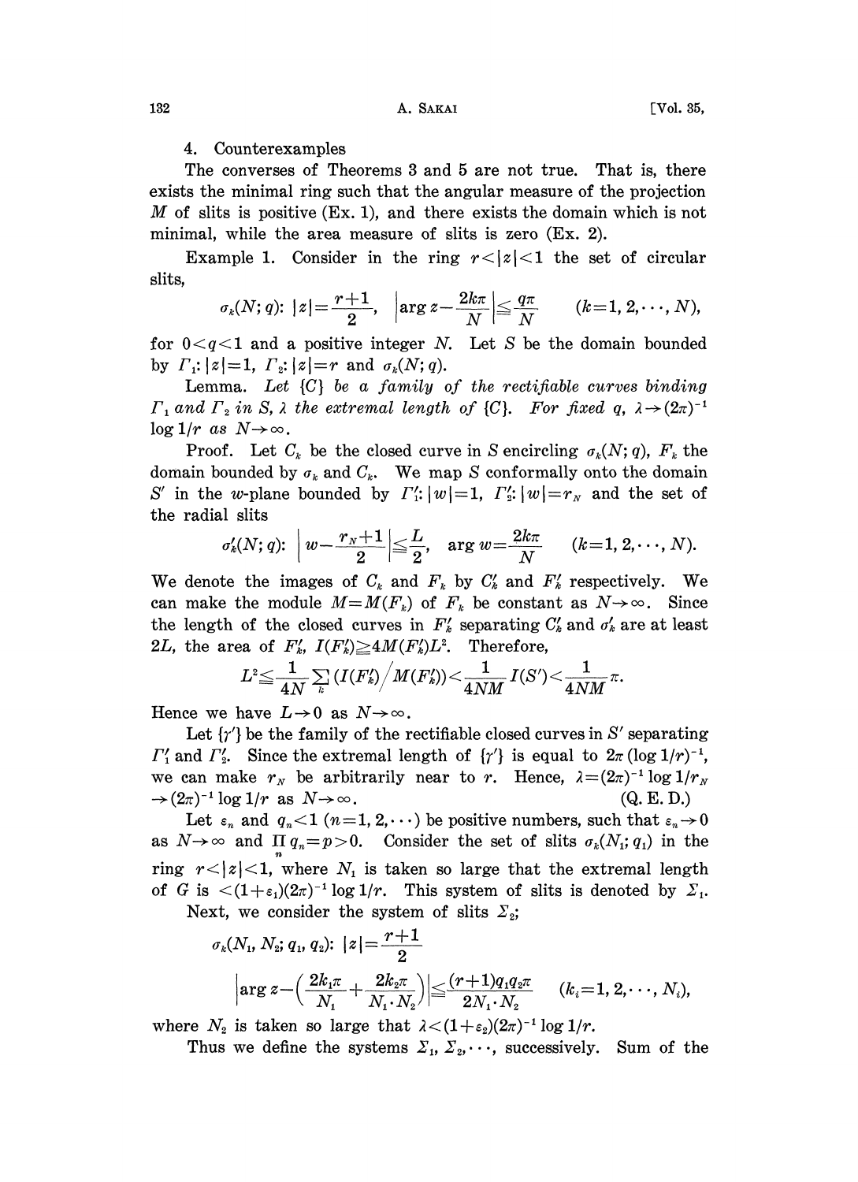## 4. Counterexamples

The converses of Theorems 3 and 5 are not true. That is, there exists the minimal ring such that the angular measure of the projection $M$ of slits is positive (Ex. 1), and there exists the domain which is not minimal, while the area measure of slits is zero (Ex. 2).

Example 1. Consider in the ring $r<|z|<1$ the set of circular slits,

$$\sigma_k(N;q)\colon |z|=\frac{r+1}{2}, \quad \left|\arg z-\frac{2k\pi}{N}\right|\leqq\frac{q\pi}{N} \qquad (k=1,2,\cdots,N),$$

for $0<q<1$ and a positive integer $N$. Let $S$ be the domain bounded by $\Gamma_1\colon |z|=1$, $\Gamma_2\colon |z|=r$ and $\sigma_k(N;q)$.

Lemma. *Let $\{C\}$ be a family of the rectifiable curves binding $\Gamma_1$ and $\Gamma_2$ in $S$, $\lambda$ the extremal length of $\{C\}$. For fixed $q$, $\lambda\to(2\pi)^{-1}\log 1/r$ as $N\to\infty$.*

Proof. Let $C_k$ be the closed curve in $S$ encircling $\sigma_k(N;q)$, $F_k$ the domain bounded by $\sigma_k$ and $C_k$. We map $S$ conformally onto the domain $S'$ in the $w$-plane bounded by $\Gamma_1'\colon |w|=1$, $\Gamma_2'\colon |w|=r_N$ and the set of the radial slits

$$\sigma_k'(N;q)\colon \left|w-\frac{r_N+1}{2}\right|\leqq\frac{L}{2}, \quad \arg w=\frac{2k\pi}{N} \qquad (k=1,2,\cdots,N).$$

We denote the images of $C_k$ and $F_k$ by $C_k'$ and $F_k'$ respectively. We can make the module $M=M(F_k)$ of $F_k$ be constant as $N\to\infty$. Since the length of the closed curves in $F_k'$ separating $C_k'$ and $\sigma_k'$ are at least $2L$, the area of $F_k'$, $I(F_k')\geqq 4M(F_k')L^2$. Therefore,

$$L^2\leqq\frac{1}{4N}\sum_k\left(I(F_k')\big/M(F_k')\right)<\frac{1}{4NM}I(S')<\frac{1}{4NM}\pi.$$

Hence we have $L\to 0$ as $N\to\infty$.

Let $\{\gamma'\}$ be the family of the rectifiable closed curves in $S'$ separating $\Gamma_1'$ and $\Gamma_2'$. Since the extremal length of $\{\gamma'\}$ is equal to $2\pi(\log 1/r)^{-1}$, we can make $r_N$ be arbitrarily near to $r$. Hence, $\lambda=(2\pi)^{-1}\log 1/r_N\to(2\pi)^{-1}\log 1/r$ as $N\to\infty$. (Q. E. D.)

Let $\varepsilon_n$ and $q_n<1$ $(n=1,2,\cdots)$ be positive numbers, such that $\varepsilon_n\to 0$ as $N\to\infty$ and $\prod_n q_n=p>0$. Consider the set of slits $\sigma_k(N_1;q_1)$ in the ring $r<|z|<1$, where $N_1$ is taken so large that the extremal length of $G$ is $<(1+\varepsilon_1)(2\pi)^{-1}\log 1/r$. This system of slits is denoted by $\Sigma_1$.

Next, we consider the system of slits $\Sigma_2$;

$$\sigma_k(N_1,N_2;q_1,q_2)\colon |z|=\frac{r+1}{2}$$

$$\left|\arg z-\left(\frac{2k_1\pi}{N_1}+\frac{2k_2\pi}{N_1\cdot N_2}\right)\right|\leqq\frac{(r+1)q_1q_2\pi}{2N_1\cdot N_2} \qquad (k_i=1,2,\cdots,N_i),$$

where $N_2$ is taken so large that $\lambda<(1+\varepsilon_2)(2\pi)^{-1}\log 1/r$.

Thus we define the systems $\Sigma_1,\Sigma_2,\cdots$, successively. Sum of the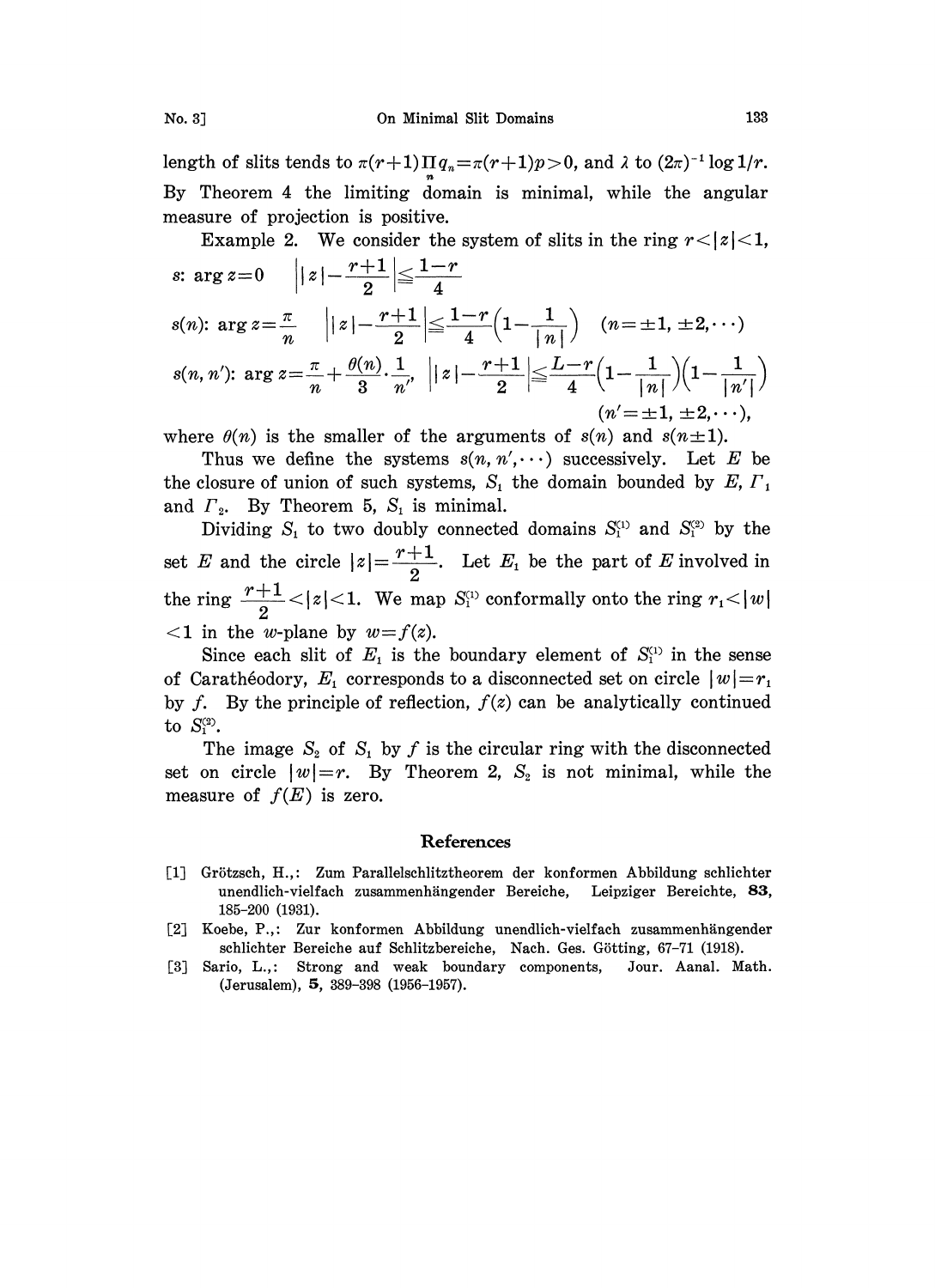length of slits tends to $\pi(r+1)\prod_n q_n = \pi(r+1)p > 0$, and $\lambda$ to $(2\pi)^{-1}\log 1/r$. By Theorem 4 the limiting domain is minimal, while the angular measure of projection is positive.

Example 2. We consider the system of slits in the ring $r < |z| < 1$,

$$s\colon \arg z = 0 \quad \left| |z| - \frac{r+1}{2} \right| \leqq \frac{1-r}{4}$$

$$s(n)\colon \arg z = \frac{\pi}{n} \quad \left| |z| - \frac{r+1}{2} \right| \leqq \frac{1-r}{4}\left(1 - \frac{1}{|n|}\right) \quad (n = \pm 1, \pm 2, \cdots)$$

$$s(n, n')\colon \arg z = \frac{\pi}{n} + \frac{\theta(n)}{3} \cdot \frac{1}{n'}, \quad \left| |z| - \frac{r+1}{2} \right| \leqq \frac{L-r}{4}\left(1 - \frac{1}{|n|}\right)\left(1 - \frac{1}{|n'|}\right)$$
$$(n' = \pm 1, \pm 2, \cdots),$$

where $\theta(n)$ is the smaller of the arguments of $s(n)$ and $s(n \pm 1)$.

Thus we define the systems $s(n, n', \cdots)$ successively. Let $E$ be the closure of union of such systems, $S_1$ the domain bounded by $E$, $\Gamma_1$ and $\Gamma_2$. By Theorem 5, $S_1$ is minimal.

Dividing $S_1$ to two doubly connected domains $S_1^{(1)}$ and $S_1^{(2)}$ by the set $E$ and the circle $|z| = \frac{r+1}{2}$. Let $E_1$ be the part of $E$ involved in the ring $\frac{r+1}{2} < |z| < 1$. We map $S_1^{(1)}$ conformally onto the ring $r_1 < |w| < 1$ in the $w$-plane by $w = f(z)$.

Since each slit of $E_1$ is the boundary element of $S_1^{(1)}$ in the sense of Carathéodory, $E_1$ corresponds to a disconnected set on circle $|w| = r_1$ by $f$. By the principle of reflection, $f(z)$ can be analytically continued to $S_1^{(2)}$.

The image $S_2$ of $S_1$ by $f$ is the circular ring with the disconnected set on circle $|w| = r$. By Theorem 2, $S_2$ is not minimal, while the measure of $f(E)$ is zero.

## References

[1] Grötzsch, H.,: Zum Parallelschlitztheorem der konformen Abbildung schlichter unendlich-vielfach zusammenhängender Bereiche, Leipziger Bereichte, **83**, 185–200 (1931).

[2] Koebe, P.,: Zur konformen Abbildung unendlich-vielfach zusammenhängender schlichter Bereiche auf Schlitzbereiche, Nach. Ges. Götting, 67–71 (1918).

[3] Sario, L.,: Strong and weak boundary components, Jour. Aanal. Math. (Jerusalem), **5**, 389–398 (1956–1957).